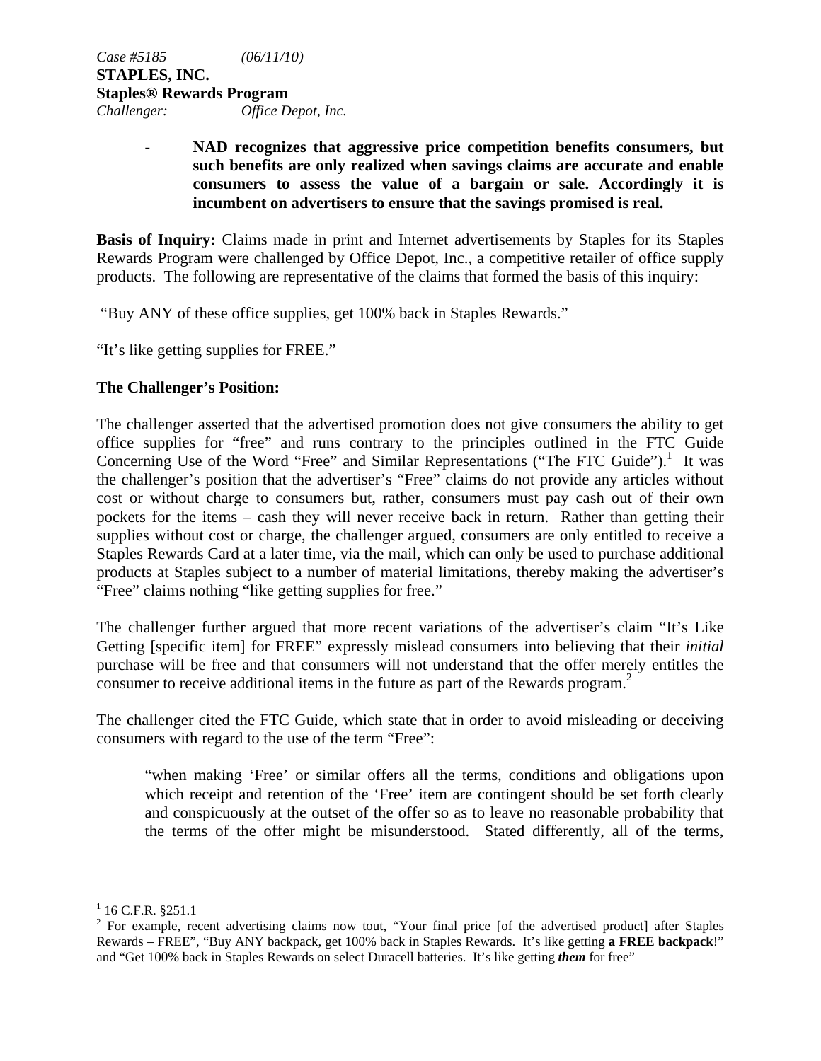*Case #5185* *(06/11/10)*

**STAPLES, INC.**

**Staples® Rewards Program**

*Challenger:* *Office Depot, Inc.*

- **NAD recognizes that aggressive price competition benefits consumers, but such benefits are only realized when savings claims are accurate and enable consumers to assess the value of a bargain or sale. Accordingly it is incumbent on advertisers to ensure that the savings promised is real.**

**Basis of Inquiry:** Claims made in print and Internet advertisements by Staples for its Staples Rewards Program were challenged by Office Depot, Inc., a competitive retailer of office supply products. The following are representative of the claims that formed the basis of this inquiry:

"Buy ANY of these office supplies, get 100% back in Staples Rewards."

"It's like getting supplies for FREE."

**The Challenger's Position:**

The challenger asserted that the advertised promotion does not give consumers the ability to get office supplies for "free" and runs contrary to the principles outlined in the FTC Guide Concerning Use of the Word "Free" and Similar Representations ("The FTC Guide").[1] It was the challenger's position that the advertiser's "Free" claims do not provide any articles without cost or without charge to consumers but, rather, consumers must pay cash out of their own pockets for the items – cash they will never receive back in return. Rather than getting their supplies without cost or charge, the challenger argued, consumers are only entitled to receive a Staples Rewards Card at a later time, via the mail, which can only be used to purchase additional products at Staples subject to a number of material limitations, thereby making the advertiser's "Free" claims nothing "like getting supplies for free."

The challenger further argued that more recent variations of the advertiser's claim "It's Like Getting [specific item] for FREE" expressly mislead consumers into believing that their *initial* purchase will be free and that consumers will not understand that the offer merely entitles the consumer to receive additional items in the future as part of the Rewards program.[2]

The challenger cited the FTC Guide, which state that in order to avoid misleading or deceiving consumers with regard to the use of the term "Free":

> "when making 'Free' or similar offers all the terms, conditions and obligations upon which receipt and retention of the 'Free' item are contingent should be set forth clearly and conspicuously at the outset of the offer so as to leave no reasonable probability that the terms of the offer might be misunderstood. Stated differently, all of the terms,

---

[1] 16 C.F.R. §251.1

[2] For example, recent advertising claims now tout, "Your final price [of the advertised product] after Staples Rewards – FREE", "Buy ANY backpack, get 100% back in Staples Rewards. It's like getting **a FREE backpack**!" and "Get 100% back in Staples Rewards on select Duracell batteries. It's like getting ***them*** for free"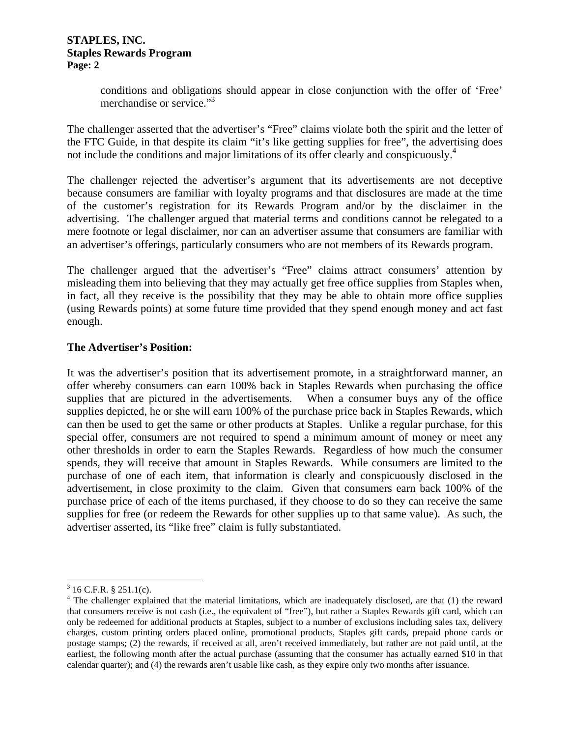conditions and obligations should appear in close conjunction with the offer of 'Free' merchandise or service."[3]

The challenger asserted that the advertiser's "Free" claims violate both the spirit and the letter of the FTC Guide, in that despite its claim "it's like getting supplies for free", the advertising does not include the conditions and major limitations of its offer clearly and conspicuously.[4]

The challenger rejected the advertiser's argument that its advertisements are not deceptive because consumers are familiar with loyalty programs and that disclosures are made at the time of the customer's registration for its Rewards Program and/or by the disclaimer in the advertising. The challenger argued that material terms and conditions cannot be relegated to a mere footnote or legal disclaimer, nor can an advertiser assume that consumers are familiar with an advertiser's offerings, particularly consumers who are not members of its Rewards program.

The challenger argued that the advertiser's "Free" claims attract consumers' attention by misleading them into believing that they may actually get free office supplies from Staples when, in fact, all they receive is the possibility that they may be able to obtain more office supplies (using Rewards points) at some future time provided that they spend enough money and act fast enough.

**The Advertiser's Position:**

It was the advertiser's position that its advertisement promote, in a straightforward manner, an offer whereby consumers can earn 100% back in Staples Rewards when purchasing the office supplies that are pictured in the advertisements. When a consumer buys any of the office supplies depicted, he or she will earn 100% of the purchase price back in Staples Rewards, which can then be used to get the same or other products at Staples. Unlike a regular purchase, for this special offer, consumers are not required to spend a minimum amount of money or meet any other thresholds in order to earn the Staples Rewards. Regardless of how much the consumer spends, they will receive that amount in Staples Rewards. While consumers are limited to the purchase of one of each item, that information is clearly and conspicuously disclosed in the advertisement, in close proximity to the claim. Given that consumers earn back 100% of the purchase price of each of the items purchased, if they choose to do so they can receive the same supplies for free (or redeem the Rewards for other supplies up to that same value). As such, the advertiser asserted, its "like free" claim is fully substantiated.

---

[3] 16 C.F.R. § 251.1(c).

[4] The challenger explained that the material limitations, which are inadequately disclosed, are that (1) the reward that consumers receive is not cash (i.e., the equivalent of "free"), but rather a Staples Rewards gift card, which can only be redeemed for additional products at Staples, subject to a number of exclusions including sales tax, delivery charges, custom printing orders placed online, promotional products, Staples gift cards, prepaid phone cards or postage stamps; (2) the rewards, if received at all, aren't received immediately, but rather are not paid until, at the earliest, the following month after the actual purchase (assuming that the consumer has actually earned $10 in that calendar quarter); and (4) the rewards aren't usable like cash, as they expire only two months after issuance.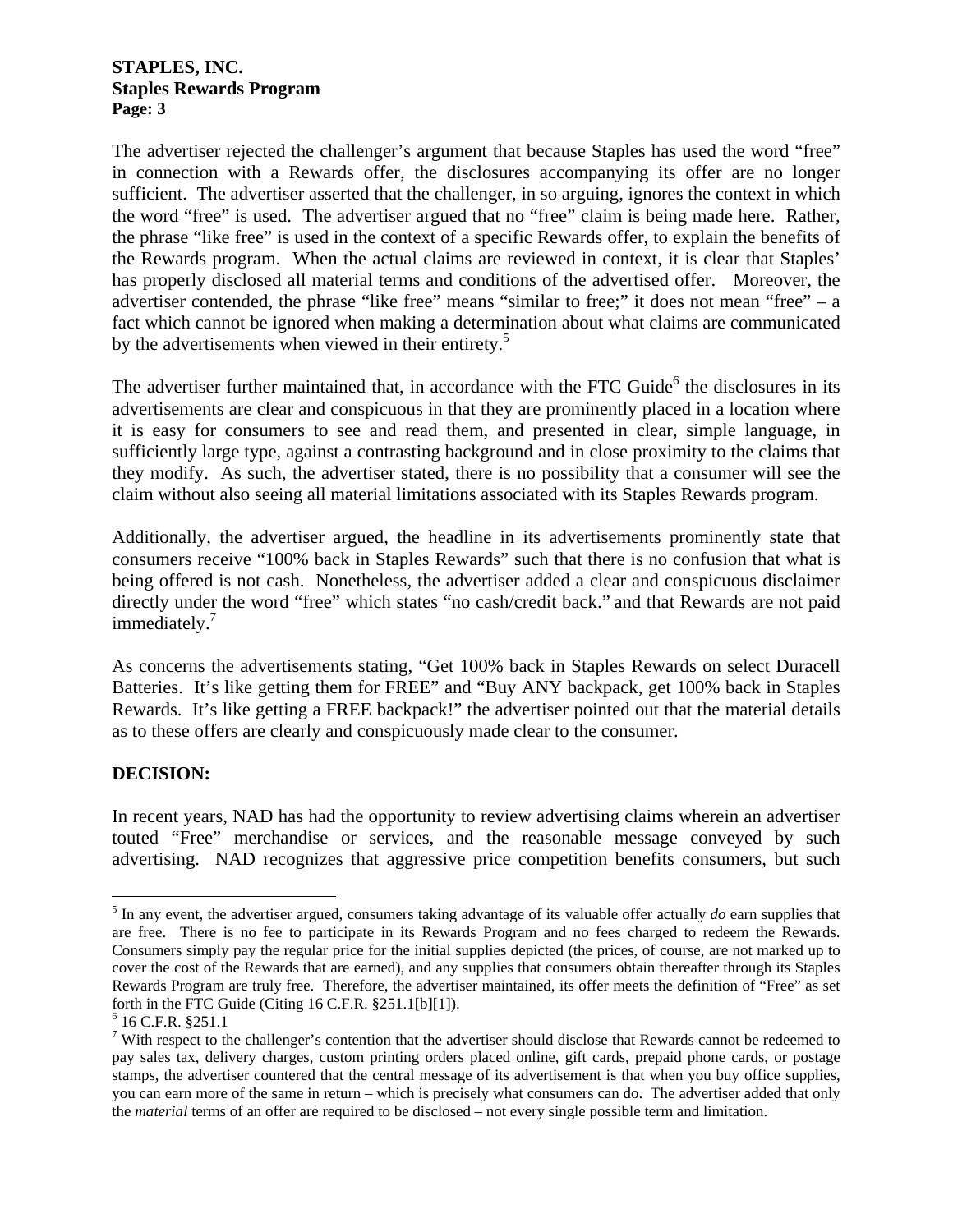The advertiser rejected the challenger's argument that because Staples has used the word "free" in connection with a Rewards offer, the disclosures accompanying its offer are no longer sufficient. The advertiser asserted that the challenger, in so arguing, ignores the context in which the word "free" is used. The advertiser argued that no "free" claim is being made here. Rather, the phrase "like free" is used in the context of a specific Rewards offer, to explain the benefits of the Rewards program. When the actual claims are reviewed in context, it is clear that Staples' has properly disclosed all material terms and conditions of the advertised offer. Moreover, the advertiser contended, the phrase "like free" means "similar to free;" it does not mean "free" – a fact which cannot be ignored when making a determination about what claims are communicated by the advertisements when viewed in their entirety.[5]

The advertiser further maintained that, in accordance with the FTC Guide[6] the disclosures in its advertisements are clear and conspicuous in that they are prominently placed in a location where it is easy for consumers to see and read them, and presented in clear, simple language, in sufficiently large type, against a contrasting background and in close proximity to the claims that they modify. As such, the advertiser stated, there is no possibility that a consumer will see the claim without also seeing all material limitations associated with its Staples Rewards program.

Additionally, the advertiser argued, the headline in its advertisements prominently state that consumers receive "100% back in Staples Rewards" such that there is no confusion that what is being offered is not cash. Nonetheless, the advertiser added a clear and conspicuous disclaimer directly under the word "free" which states "no cash/credit back." and that Rewards are not paid immediately.[7]

As concerns the advertisements stating, "Get 100% back in Staples Rewards on select Duracell Batteries. It's like getting them for FREE" and "Buy ANY backpack, get 100% back in Staples Rewards. It's like getting a FREE backpack!" the advertiser pointed out that the material details as to these offers are clearly and conspicuously made clear to the consumer.

## DECISION:

In recent years, NAD has had the opportunity to review advertising claims wherein an advertiser touted "Free" merchandise or services, and the reasonable message conveyed by such advertising. NAD recognizes that aggressive price competition benefits consumers, but such

---

[5] In any event, the advertiser argued, consumers taking advantage of its valuable offer actually *do* earn supplies that are free. There is no fee to participate in its Rewards Program and no fees charged to redeem the Rewards. Consumers simply pay the regular price for the initial supplies depicted (the prices, of course, are not marked up to cover the cost of the Rewards that are earned), and any supplies that consumers obtain thereafter through its Staples Rewards Program are truly free. Therefore, the advertiser maintained, its offer meets the definition of "Free" as set forth in the FTC Guide (Citing 16 C.F.R. §251.1[b][1]).

[6] 16 C.F.R. §251.1

[7] With respect to the challenger's contention that the advertiser should disclose that Rewards cannot be redeemed to pay sales tax, delivery charges, custom printing orders placed online, gift cards, prepaid phone cards, or postage stamps, the advertiser countered that the central message of its advertisement is that when you buy office supplies, you can earn more of the same in return – which is precisely what consumers can do. The advertiser added that only the *material* terms of an offer are required to be disclosed – not every single possible term and limitation.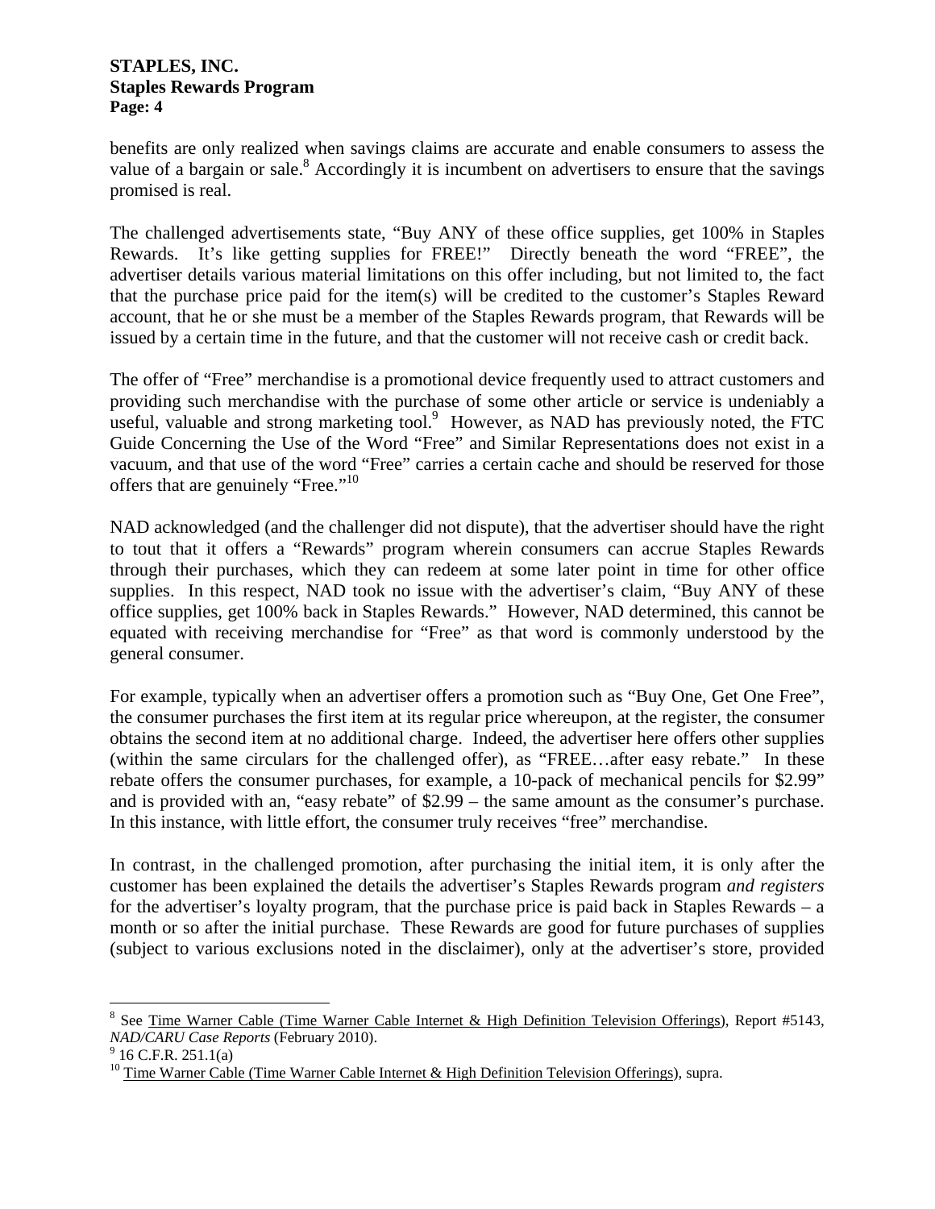benefits are only realized when savings claims are accurate and enable consumers to assess the value of a bargain or sale.[8] Accordingly it is incumbent on advertisers to ensure that the savings promised is real.

The challenged advertisements state, "Buy ANY of these office supplies, get 100% in Staples Rewards. It's like getting supplies for FREE!" Directly beneath the word "FREE", the advertiser details various material limitations on this offer including, but not limited to, the fact that the purchase price paid for the item(s) will be credited to the customer's Staples Reward account, that he or she must be a member of the Staples Rewards program, that Rewards will be issued by a certain time in the future, and that the customer will not receive cash or credit back.

The offer of "Free" merchandise is a promotional device frequently used to attract customers and providing such merchandise with the purchase of some other article or service is undeniably a useful, valuable and strong marketing tool.[9] However, as NAD has previously noted, the FTC Guide Concerning the Use of the Word "Free" and Similar Representations does not exist in a vacuum, and that use of the word "Free" carries a certain cache and should be reserved for those offers that are genuinely "Free."[10]

NAD acknowledged (and the challenger did not dispute), that the advertiser should have the right to tout that it offers a "Rewards" program wherein consumers can accrue Staples Rewards through their purchases, which they can redeem at some later point in time for other office supplies. In this respect, NAD took no issue with the advertiser's claim, "Buy ANY of these office supplies, get 100% back in Staples Rewards." However, NAD determined, this cannot be equated with receiving merchandise for "Free" as that word is commonly understood by the general consumer.

For example, typically when an advertiser offers a promotion such as "Buy One, Get One Free", the consumer purchases the first item at its regular price whereupon, at the register, the consumer obtains the second item at no additional charge. Indeed, the advertiser here offers other supplies (within the same circulars for the challenged offer), as "FREE…after easy rebate." In these rebate offers the consumer purchases, for example, a 10-pack of mechanical pencils for $2.99" and is provided with an, "easy rebate" of $2.99 – the same amount as the consumer's purchase. In this instance, with little effort, the consumer truly receives "free" merchandise.

In contrast, in the challenged promotion, after purchasing the initial item, it is only after the customer has been explained the details the advertiser's Staples Rewards program *and registers* for the advertiser's loyalty program, that the purchase price is paid back in Staples Rewards – a month or so after the initial purchase. These Rewards are good for future purchases of supplies (subject to various exclusions noted in the disclaimer), only at the advertiser's store, provided

---

[8] See Time Warner Cable (Time Warner Cable Internet & High Definition Television Offerings), Report #5143, *NAD/CARU Case Reports* (February 2010).

[9] 16 C.F.R. 251.1(a)

[10] Time Warner Cable (Time Warner Cable Internet & High Definition Television Offerings), supra.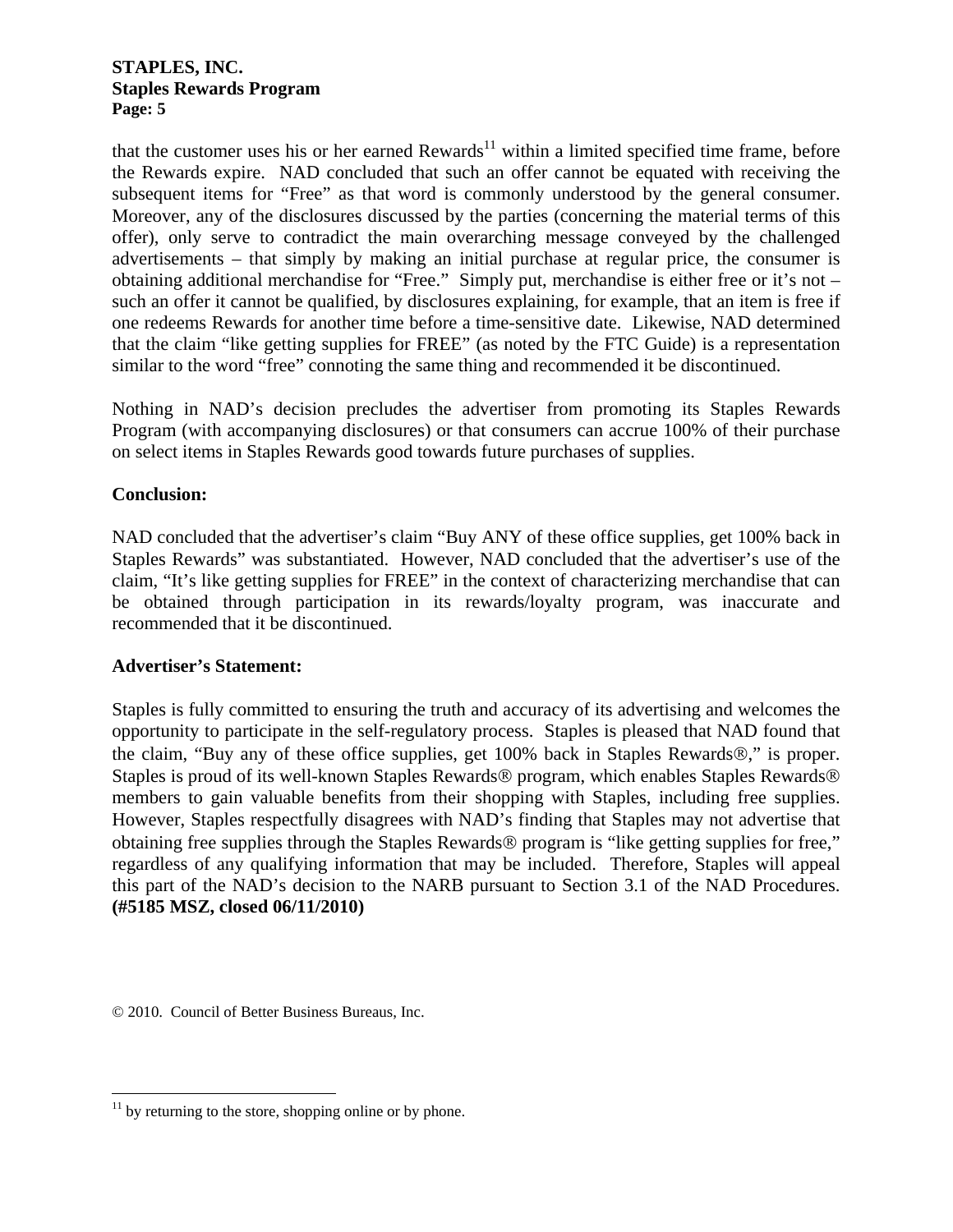that the customer uses his or her earned Rewards[11] within a limited specified time frame, before the Rewards expire. NAD concluded that such an offer cannot be equated with receiving the subsequent items for "Free" as that word is commonly understood by the general consumer. Moreover, any of the disclosures discussed by the parties (concerning the material terms of this offer), only serve to contradict the main overarching message conveyed by the challenged advertisements – that simply by making an initial purchase at regular price, the consumer is obtaining additional merchandise for "Free." Simply put, merchandise is either free or it's not – such an offer it cannot be qualified, by disclosures explaining, for example, that an item is free if one redeems Rewards for another time before a time-sensitive date. Likewise, NAD determined that the claim "like getting supplies for FREE" (as noted by the FTC Guide) is a representation similar to the word "free" connoting the same thing and recommended it be discontinued.

Nothing in NAD's decision precludes the advertiser from promoting its Staples Rewards Program (with accompanying disclosures) or that consumers can accrue 100% of their purchase on select items in Staples Rewards good towards future purchases of supplies.

**Conclusion:**

NAD concluded that the advertiser's claim "Buy ANY of these office supplies, get 100% back in Staples Rewards" was substantiated. However, NAD concluded that the advertiser's use of the claim, "It's like getting supplies for FREE" in the context of characterizing merchandise that can be obtained through participation in its rewards/loyalty program, was inaccurate and recommended that it be discontinued.

**Advertiser's Statement:**

Staples is fully committed to ensuring the truth and accuracy of its advertising and welcomes the opportunity to participate in the self-regulatory process. Staples is pleased that NAD found that the claim, "Buy any of these office supplies, get 100% back in Staples Rewards®," is proper. Staples is proud of its well-known Staples Rewards® program, which enables Staples Rewards® members to gain valuable benefits from their shopping with Staples, including free supplies. However, Staples respectfully disagrees with NAD's finding that Staples may not advertise that obtaining free supplies through the Staples Rewards® program is "like getting supplies for free," regardless of any qualifying information that may be included. Therefore, Staples will appeal this part of the NAD's decision to the NARB pursuant to Section 3.1 of the NAD Procedures. **(#5185 MSZ, closed 06/11/2010)**

© 2010. Council of Better Business Bureaus, Inc.

---

[11] by returning to the store, shopping online or by phone.